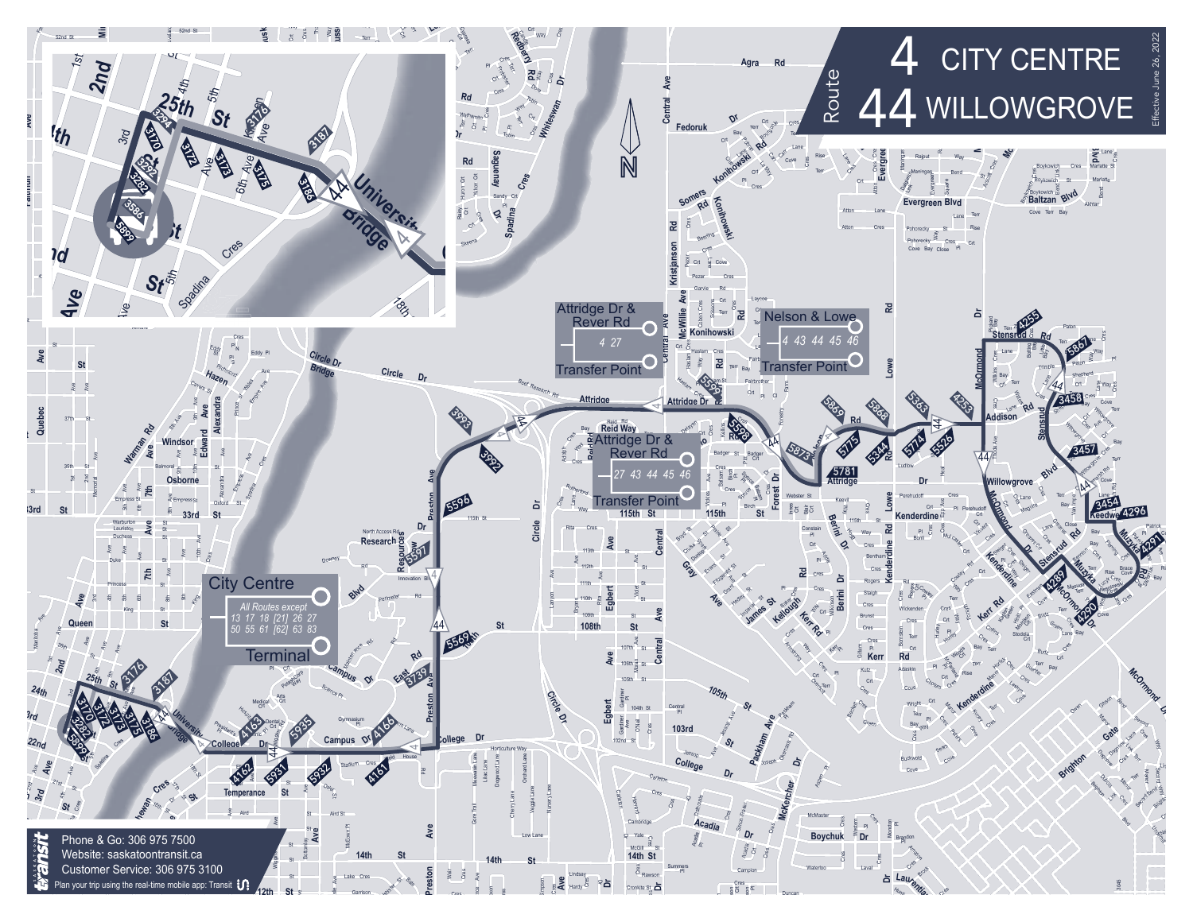# Route 4 CITY CENTRE
# Route 44 WILLOWGROVE

Effective June 26, 2022

**Attridge Dr & Rever Rd Transfer Point**
4 27

**Nelson & Lowe Transfer Point**
4 43 44 45 46

**Attridge Dr & Rever Rd Transfer Point**
27 43 44 45 46

**City Centre Terminal**
All Routes except
13 17 18 [21] 26 27
50 55 61 [62] 63 83

Phone & Go: 306 975 7500
Website: saskatoontransit.ca
Customer Service: 306 975 3100
Plan your trip using the real-time mobile app: Transit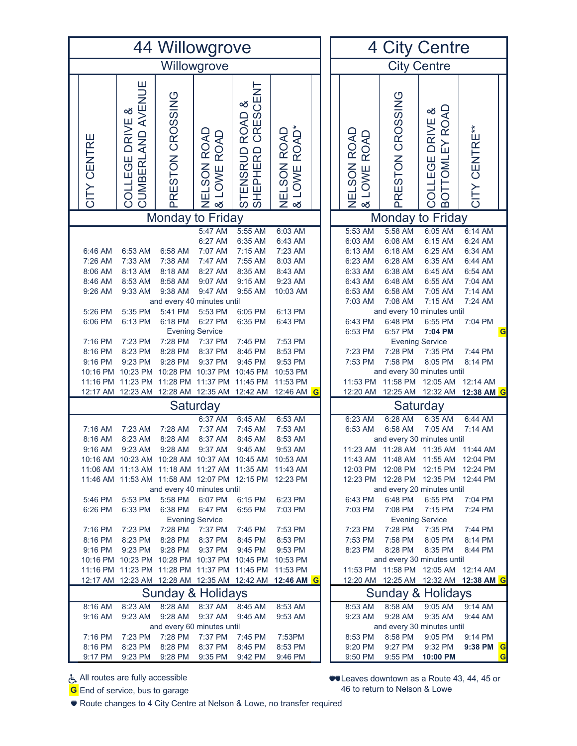# 44 Willowgrove

## Willowgrove

| CITY CENTRE | COLLEGE DRIVE & CUMBERLAND AVENUE | PRESTON CROSSING | NELSON ROAD & LOWE ROAD | STENSRUD ROAD & SHEPHERD CRESCENT | NELSON ROAD & LOWE ROAD* | |
|---|---|---|---|---|---|---|
| **Monday to Friday** | | | | | | |
| | | | 5:47 AM | 5:55 AM | 6:03 AM | |
| | | | 6:27 AM | 6:35 AM | 6:43 AM | |
| 6:46 AM | 6:53 AM | 6:58 AM | 7:07 AM | 7:15 AM | 7:23 AM | |
| 7:26 AM | 7:33 AM | 7:38 AM | 7:47 AM | 7:55 AM | 8:03 AM | |
| 8:06 AM | 8:13 AM | 8:18 AM | 8:27 AM | 8:35 AM | 8:43 AM | |
| 8:46 AM | 8:53 AM | 8:58 AM | 9:07 AM | 9:15 AM | 9:23 AM | |
| 9:26 AM | 9:33 AM | 9:38 AM | 9:47 AM | 9:55 AM | 10:03 AM | |
| and every 40 minutes until | | | | | | |
| 5:26 PM | 5:35 PM | 5:41 PM | 5:53 PM | 6:05 PM | 6:13 PM | |
| 6:06 PM | 6:13 PM | 6:18 PM | 6:27 PM | 6:35 PM | 6:43 PM | |
| Evening Service | | | | | | |
| 7:16 PM | 7:23 PM | 7:28 PM | 7:37 PM | 7:45 PM | 7:53 PM | |
| 8:16 PM | 8:23 PM | 8:28 PM | 8:37 PM | 8:45 PM | 8:53 PM | |
| 9:16 PM | 9:23 PM | 9:28 PM | 9:37 PM | 9:45 PM | 9:53 PM | |
| 10:16 PM | 10:23 PM | 10:28 PM | 10:37 PM | 10:45 PM | 10:53 PM | |
| 11:16 PM | 11:23 PM | 11:28 PM | 11:37 PM | 11:45 PM | 11:53 PM | |
| 12:17 AM | 12:23 AM | 12:28 AM | 12:35 AM | 12:42 AM | 12:46 AM | G |
| **Saturday** | | | | | | |
| | | | 6:37 AM | 6:45 AM | 6:53 AM | |
| 7:16 AM | 7:23 AM | 7:28 AM | 7:37 AM | 7:45 AM | 7:53 AM | |
| 8:16 AM | 8:23 AM | 8:28 AM | 8:37 AM | 8:45 AM | 8:53 AM | |
| 9:16 AM | 9:23 AM | 9:28 AM | 9:37 AM | 9:45 AM | 9:53 AM | |
| 10:16 AM | 10:23 AM | 10:28 AM | 10:37 AM | 10:45 AM | 10:53 AM | |
| 11:06 AM | 11:13 AM | 11:18 AM | 11:27 AM | 11:35 AM | 11:43 AM | |
| 11:46 AM | 11:53 AM | 11:58 AM | 12:07 PM | 12:15 PM | 12:23 PM | |
| and every 40 minutes until | | | | | | |
| 5:46 PM | 5:53 PM | 5:58 PM | 6:07 PM | 6:15 PM | 6:23 PM | |
| 6:26 PM | 6:33 PM | 6:38 PM | 6:47 PM | 6:55 PM | 7:03 PM | |
| Evening Service | | | | | | |
| 7:16 PM | 7:23 PM | 7:28 PM | 7:37 PM | 7:45 PM | 7:53 PM | |
| 8:16 PM | 8:23 PM | 8:28 PM | 8:37 PM | 8:45 PM | 8:53 PM | |
| 9:16 PM | 9:23 PM | 9:28 PM | 9:37 PM | 9:45 PM | 9:53 PM | |
| 10:16 PM | 10:23 PM | 10:28 PM | 10:37 PM | 10:45 PM | 10:53 PM | |
| 11:16 PM | 11:23 PM | 11:28 PM | 11:37 PM | 11:45 PM | 11:53 PM | |
| 12:17 AM | 12:23 AM | 12:28 AM | 12:35 AM | 12:42 AM | **12:46 AM** | G |
| **Sunday & Holidays** | | | | | | |
| 8:16 AM | 8:23 AM | 8:28 AM | 8:37 AM | 8:45 AM | 8:53 AM | |
| 9:16 AM | 9:23 AM | 9:28 AM | 9:37 AM | 9:45 AM | 9:53 AM | |
| and every 60 minutes until | | | | | | |
| 7:16 PM | 7:23 PM | 7:28 PM | 7:37 PM | 7:45 PM | 7:53PM | |
| 8:16 PM | 8:23 PM | 8:28 PM | 8:37 PM | 8:45 PM | 8:53 PM | |
| 9:17 PM | 9:23 PM | 9:28 PM | 9:35 PM | 9:42 PM | 9:46 PM | |

# 4 City Centre

## City Centre

| NELSON ROAD & LOWE ROAD | PRESTON CROSSING | COLLEGE DRIVE & BOTTOMLEY ROAD | CITY CENTRE** | |
|---|---|---|---|---|
| **Monday to Friday** | | | | |
| 5:53 AM | 5:58 AM | 6:05 AM | 6:14 AM | |
| 6:03 AM | 6:08 AM | 6:15 AM | 6:24 AM | |
| 6:13 AM | 6:18 AM | 6:25 AM | 6:34 AM | |
| 6:23 AM | 6:28 AM | 6:35 AM | 6:44 AM | |
| 6:33 AM | 6:38 AM | 6:45 AM | 6:54 AM | |
| 6:43 AM | 6:48 AM | 6:55 AM | 7:04 AM | |
| 6:53 AM | 6:58 AM | 7:05 AM | 7:14 AM | |
| 7:03 AM | 7:08 AM | 7:15 AM | 7:24 AM | |
| and every 10 minutes until | | | | |
| 6:43 PM | 6:48 PM | 6:55 PM | 7:04 PM | |
| 6:53 PM | 6:57 PM | **7:04 PM** | | G |
| Evening Service | | | | |
| 7:23 PM | 7:28 PM | 7:35 PM | 7:44 PM | |
| 7:53 PM | 7:58 PM | 8:05 PM | 8:14 PM | |
| and every 30 minutes until | | | | |
| 11:53 PM | 11:58 PM | 12:05 AM | 12:14 AM | |
| 12:20 AM | 12:25 AM | 12:32 AM | **12:38 AM** | G |
| **Saturday** | | | | |
| 6:23 AM | 6:28 AM | 6:35 AM | 6:44 AM | |
| 6:53 AM | 6:58 AM | 7:05 AM | 7:14 AM | |
| and every 30 minutes until | | | | |
| 11:23 AM | 11:28 AM | 11:35 AM | 11:44 AM | |
| 11:43 AM | 11:48 AM | 11:55 AM | 12:04 PM | |
| 12:03 PM | 12:08 PM | 12:15 PM | 12:24 PM | |
| 12:23 PM | 12:28 PM | 12:35 PM | 12:44 PM | |
| and every 20 minutes until | | | | |
| 6:43 PM | 6:48 PM | 6:55 PM | 7:04 PM | |
| 7:03 PM | 7:08 PM | 7:15 PM | 7:24 PM | |
| Evening Service | | | | |
| 7:23 PM | 7:28 PM | 7:35 PM | 7:44 PM | |
| 7:53 PM | 7:58 PM | 8:05 PM | 8:14 PM | |
| 8:23 PM | 8:28 PM | 8:35 PM | 8:44 PM | |
| and every 30 minutes until | | | | |
| 11:53 PM | 11:58 PM | 12:05 AM | 12:14 AM | |
| 12:20 AM | 12:25 AM | 12:32 AM | **12:38 AM** | G |
| **Sunday & Holidays** | | | | |
| 8:53 AM | 8:58 AM | 9:05 AM | 9:14 AM | |
| 9:23 AM | 9:28 AM | 9:35 AM | 9:44 AM | |
| and every 30 minutes until | | | | |
| 8:53 PM | 8:58 PM | 9:05 PM | 9:14 PM | |
| 9:20 PM | 9:27 PM | 9:32 PM | **9:38 PM** | G |
| 9:50 PM | 9:55 PM | **10:00 PM** | | G |

♿ All routes are fully accessible

G End of service, bus to garage

* Route changes to 4 City Centre at Nelson & Lowe, no transfer required

** Leaves downtown as a Route 43, 44, 45 or 46 to return to Nelson & Lowe